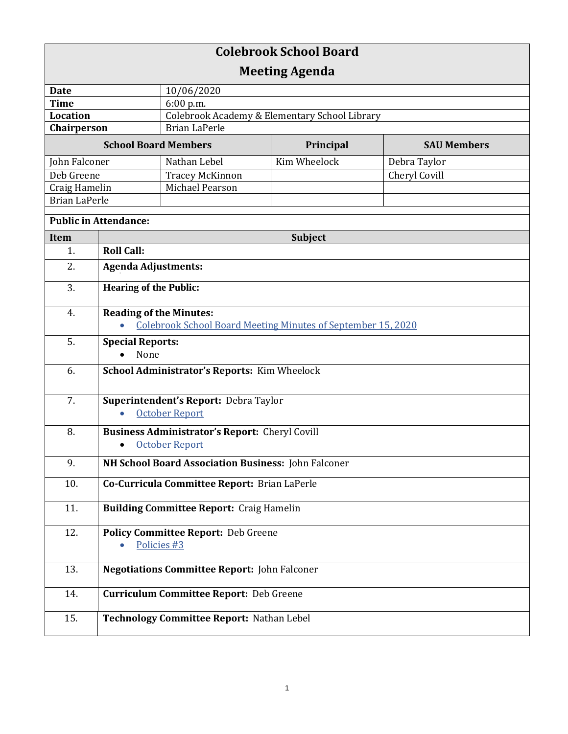# Colebrook School Board

## Meeting Agenda

| | |
|---|---|
| **Date** | 10/06/2020 |
| **Time** | 6:00 p.m. |
| **Location** | Colebrook Academy & Elementary School Library |
| **Chairperson** | Brian LaPerle |

| School Board Members | | Principal | SAU Members |
|---|---|---|---|
| John Falconer | Nathan Lebel | Kim Wheelock | Debra Taylor |
| Deb Greene | Tracey McKinnon | | Cheryl Covill |
| Craig Hamelin | Michael Pearson | | |
| Brian LaPerle | | | |

**Public in Attendance:**

| Item | Subject |
|---|---|
| 1. | **Roll Call:** |
| 2. | **Agenda Adjustments:** |
| 3. | **Hearing of the Public:** |
| 4. | **Reading of the Minutes:**<br>• Colebrook School Board Meeting Minutes of September 15, 2020 |
| 5. | **Special Reports:**<br>• None |
| 6. | **School Administrator's Reports:** Kim Wheelock |
| 7. | **Superintendent's Report:** Debra Taylor<br>• October Report |
| 8. | **Business Administrator's Report:** Cheryl Covill<br>• October Report |
| 9. | **NH School Board Association Business:** John Falconer |
| 10. | **Co-Curricula Committee Report:** Brian LaPerle |
| 11. | **Building Committee Report:** Craig Hamelin |
| 12. | **Policy Committee Report:** Deb Greene<br>• Policies #3 |
| 13. | **Negotiations Committee Report:** John Falconer |
| 14. | **Curriculum Committee Report:** Deb Greene |
| 15. | **Technology Committee Report:** Nathan Lebel |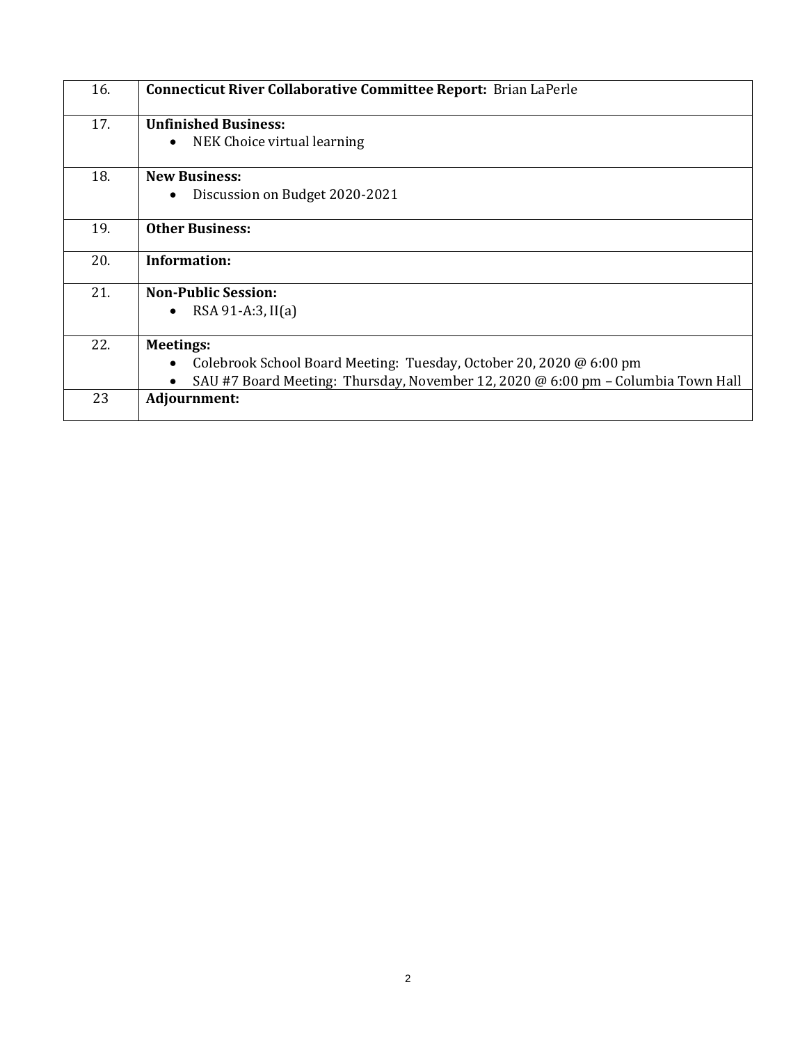| | |
|---|---|
| 16. | **Connecticut River Collaborative Committee Report:** Brian LaPerle |
| 17. | **Unfinished Business:**<br>• NEK Choice virtual learning |
| 18. | **New Business:**<br>• Discussion on Budget 2020-2021 |
| 19. | **Other Business:** |
| 20. | **Information:** |
| 21. | **Non-Public Session:**<br>• RSA 91-A:3, II(a) |
| 22. | **Meetings:**<br>• Colebrook School Board Meeting: Tuesday, October 20, 2020 @ 6:00 pm<br>• SAU #7 Board Meeting: Thursday, November 12, 2020 @ 6:00 pm – Columbia Town Hall |
| 23 | **Adjournment:** |